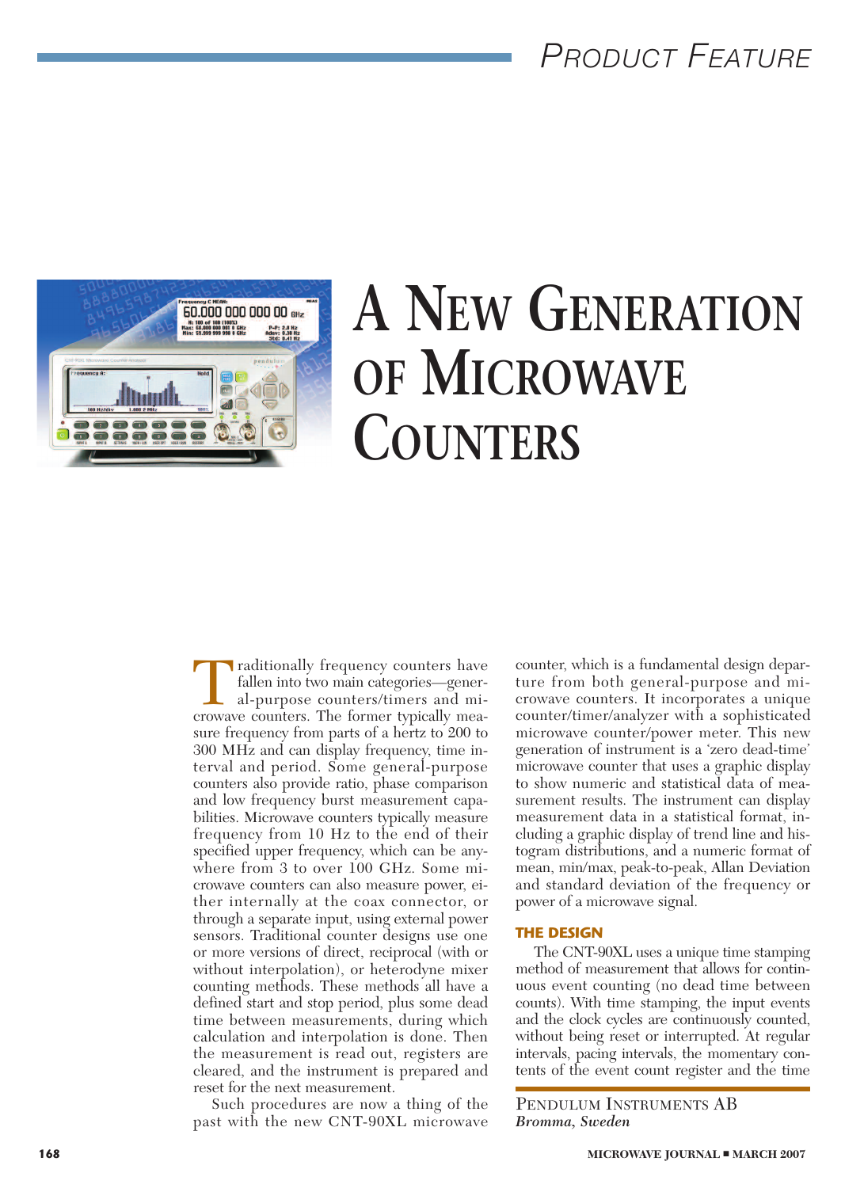# A New Generation of Microwave Counters

Traditionally frequency counters have fallen into two main categories—general-purpose counters/timers and microwave counters. The former typically measure frequency from parts of a hertz to 200 to 300 MHz and can display frequency, time interval and period. Some general-purpose counters also provide ratio, phase comparison and low frequency burst measurement capabilities. Microwave counters typically measure frequency from 10 Hz to the end of their specified upper frequency, which can be anywhere from 3 to over 100 GHz. Some microwave counters can also measure power, either internally at the coax connector, or through a separate input, using external power sensors. Traditional counter designs use one or more versions of direct, reciprocal (with or without interpolation), or heterodyne mixer counting methods. These methods all have a defined start and stop period, plus some dead time between measurements, during which calculation and interpolation is done. Then the measurement is read out, registers are cleared, and the instrument is prepared and reset for the next measurement.

Such procedures are now a thing of the past with the new CNT-90XL microwave counter, which is a fundamental design departure from both general-purpose and microwave counters. It incorporates a unique counter/timer/analyzer with a sophisticated microwave counter/power meter. This new generation of instrument is a 'zero dead-time' microwave counter that uses a graphic display to show numeric and statistical data of measurement results. The instrument can display measurement data in a statistical format, including a graphic display of trend line and histogram distributions, and a numeric format of mean, min/max, peak-to-peak, Allan Deviation and standard deviation of the frequency or power of a microwave signal.

## The Design

The CNT-90XL uses a unique time stamping method of measurement that allows for continuous event counting (no dead time between counts). With time stamping, the input events and the clock cycles are continuously counted, without being reset or interrupted. At regular intervals, pacing intervals, the momentary contents of the event count register and the time

Pendulum Instruments AB
*Bromma, Sweden*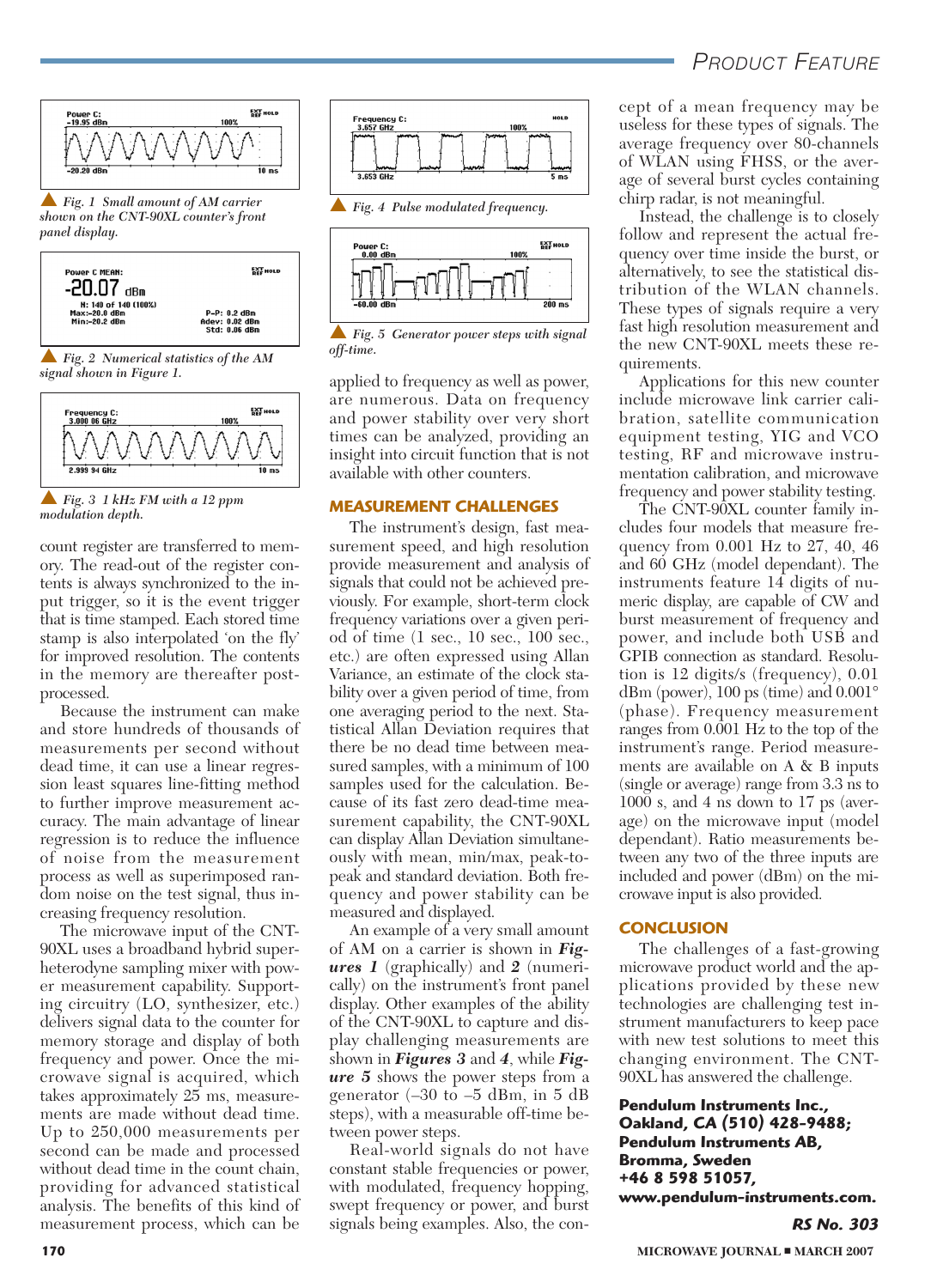Power C:
-19.95 dBm
EXT REF HOLD
100%
-20.20 dBm
10 ms

▲ *Fig. 1 Small amount of AM carrier shown on the CNT-90XL counter's front panel display.*

Power C MEAN:
-20.07 dBm
EXT REF HOLD
N: 140 of 140 (100%)
Max:-20.0 dBm
Min:-20.2 dBm
P-P: 0.2 dBm
Adev: 0.02 dBm
Std: 0.06 dBm

▲ *Fig. 2 Numerical statistics of the AM signal shown in Figure 1.*

Frequency C:
3.000 06 GHz
EXT REF HOLD
100%
2.999 94 GHz
10 ms

▲ *Fig. 3 1 kHz FM with a 12 ppm modulation depth.*

count register are transferred to memory. The read-out of the register contents is always synchronized to the input trigger, so it is the event trigger that is time stamped. Each stored time stamp is also interpolated 'on the fly' for improved resolution. The contents in the memory are thereafter post-processed.

Because the instrument can make and store hundreds of thousands of measurements per second without dead time, it can use a linear regression least squares line-fitting method to further improve measurement accuracy. The main advantage of linear regression is to reduce the influence of noise from the measurement process as well as superimposed random noise on the test signal, thus increasing frequency resolution.

The microwave input of the CNT-90XL uses a broadband hybrid superheterodyne sampling mixer with power measurement capability. Supporting circuitry (LO, synthesizer, etc.) delivers signal data to the counter for memory storage and display of both frequency and power. Once the microwave signal is acquired, which takes approximately 25 ms, measurements are made without dead time. Up to 250,000 measurements per second can be made and processed without dead time in the count chain, providing for advanced statistical analysis. The benefits of this kind of measurement process, which can be applied to frequency as well as power, are numerous. Data on frequency and power stability over very short times can be analyzed, providing an insight into circuit function that is not available with other counters.

Frequency C:
3.657 GHz
HOLD
100%
3.653 GHz
5 ms

▲ *Fig. 4 Pulse modulated frequency.*

Power C:
0.00 dBm
EXT REF HOLD
100%
-60.00 dBm
200 ms

▲ *Fig. 5 Generator power steps with signal off-time.*

## MEASUREMENT CHALLENGES

The instrument's design, fast measurement speed, and high resolution provide measurement and analysis of signals that could not be achieved previously. For example, short-term clock frequency variations over a given period of time (1 sec., 10 sec., 100 sec., etc.) are often expressed using Allan Variance, an estimate of the clock stability over a given period of time, from one averaging period to the next. Statistical Allan Deviation requires that there be no dead time between measured samples, with a minimum of 100 samples used for the calculation. Because of its fast zero dead-time measurement capability, the CNT-90XL can display Allan Deviation simultaneously with mean, min/max, peak-to-peak and standard deviation. Both frequency and power stability can be measured and displayed.

An example of a very small amount of AM on a carrier is shown in ***Figures 1*** (graphically) and ***2*** (numerically) on the instrument's front panel display. Other examples of the ability of the CNT-90XL to capture and display challenging measurements are shown in ***Figures 3*** and ***4***, while ***Figure 5*** shows the power steps from a generator (–30 to –5 dBm, in 5 dB steps), with a measurable off-time between power steps.

Real-world signals do not have constant stable frequencies or power, with modulated, frequency hopping, swept frequency or power, and burst signals being examples. Also, the concept of a mean frequency may be useless for these types of signals. The average frequency over 80-channels of WLAN using FHSS, or the average of several burst cycles containing chirp radar, is not meaningful.

Instead, the challenge is to closely follow and represent the actual frequency over time inside the burst, or alternatively, to see the statistical distribution of the WLAN channels. These types of signals require a very fast high resolution measurement and the new CNT-90XL meets these requirements.

Applications for this new counter include microwave link carrier calibration, satellite communication equipment testing, YIG and VCO testing, RF and microwave instrumentation calibration, and microwave frequency and power stability testing.

The CNT-90XL counter family includes four models that measure frequency from 0.001 Hz to 27, 40, 46 and 60 GHz (model dependant). The instruments feature 14 digits of numeric display, are capable of CW and burst measurement of frequency and power, and include both USB and GPIB connection as standard. Resolution is 12 digits/s (frequency), 0.01 dBm (power), 100 ps (time) and 0.001° (phase). Frequency measurement ranges from 0.001 Hz to the top of the instrument's range. Period measurements are available on A & B inputs (single or average) range from 3.3 ns to 1000 s, and 4 ns down to 17 ps (average) on the microwave input (model dependant). Ratio measurements between any two of the three inputs are included and power (dBm) on the microwave input is also provided.

## CONCLUSION

The challenges of a fast-growing microwave product world and the applications provided by these new technologies are challenging test instrument manufacturers to keep pace with new test solutions to meet this changing environment. The CNT-90XL has answered the challenge.

**Pendulum Instruments Inc., Oakland, CA (510) 428-9488; Pendulum Instruments AB, Bromma, Sweden +46 8 598 51057, www.pendulum-instruments.com.**

***RS No. 303***